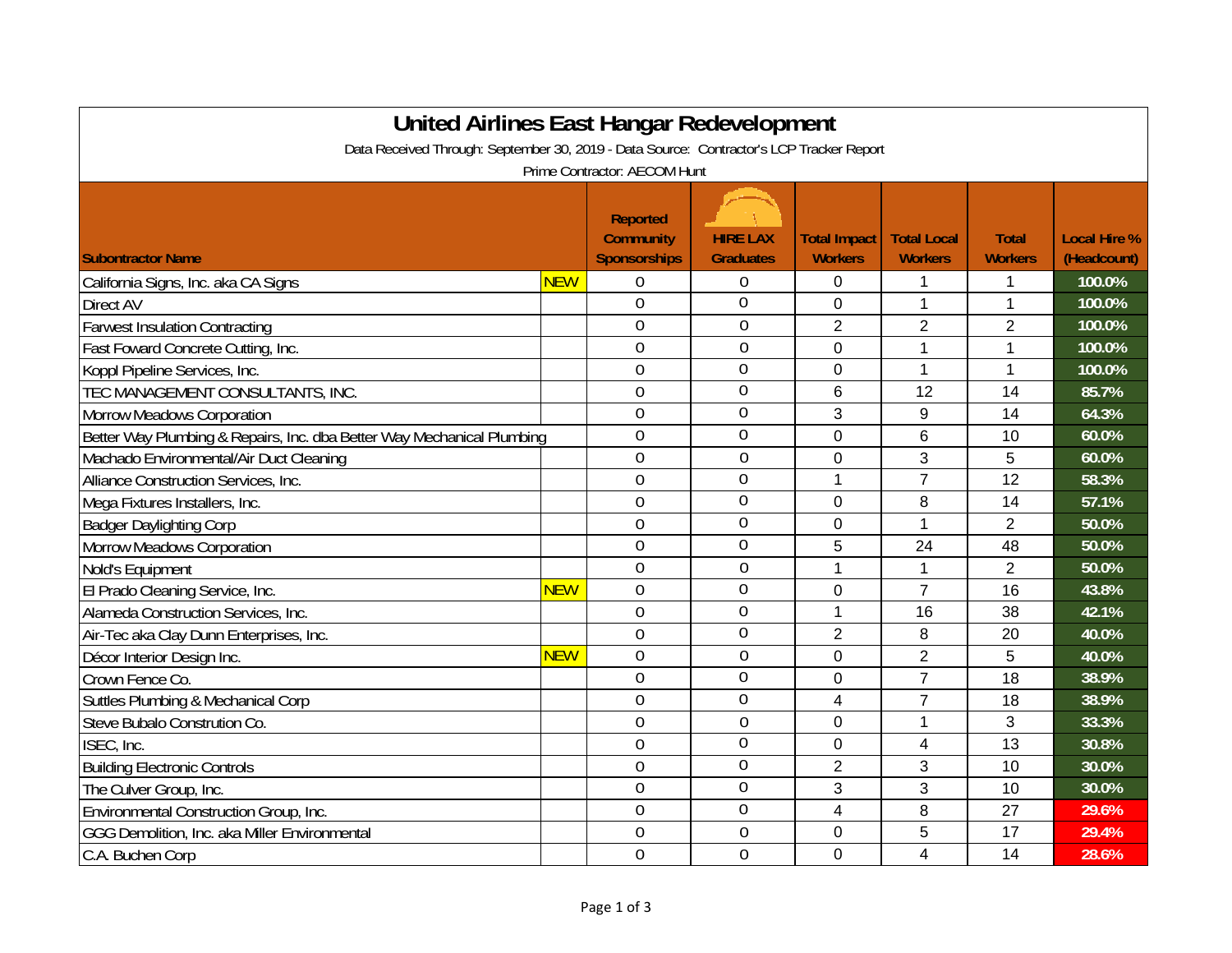# United Airlines East Hangar Redevelopment

Data Received Through: September 30, 2019 - Data Source: Contractor's LCP Tracker Report

Prime Contractor: AECOM Hunt

| Subontractor Name | | Reported Community Sponsorships | HIRE LAX Graduates | Total Impact Workers | Total Local Workers | Total Workers | Local Hire % (Headcount) |
|---|---|---|---|---|---|---|---|
| California Signs, Inc. aka CA Signs | NEW | 0 | 0 | 0 | 1 | 1 | 100.0% |
| Direct AV | | 0 | 0 | 0 | 1 | 1 | 100.0% |
| Farwest Insulation Contracting | | 0 | 0 | 2 | 2 | 2 | 100.0% |
| Fast Foward Concrete Cutting, Inc. | | 0 | 0 | 0 | 1 | 1 | 100.0% |
| Koppl Pipeline Services, Inc. | | 0 | 0 | 0 | 1 | 1 | 100.0% |
| TEC MANAGEMENT CONSULTANTS, INC. | | 0 | 0 | 6 | 12 | 14 | 85.7% |
| Morrow Meadows Corporation | | 0 | 0 | 3 | 9 | 14 | 64.3% |
| Better Way Plumbing & Repairs, Inc. dba Better Way Mechanical Plumbing | | 0 | 0 | 0 | 6 | 10 | 60.0% |
| Machado Environmental/Air Duct Cleaning | | 0 | 0 | 0 | 3 | 5 | 60.0% |
| Alliance Construction Services, Inc. | | 0 | 0 | 1 | 7 | 12 | 58.3% |
| Mega Fixtures Installers, Inc. | | 0 | 0 | 0 | 8 | 14 | 57.1% |
| Badger Daylighting Corp | | 0 | 0 | 0 | 1 | 2 | 50.0% |
| Morrow Meadows Corporation | | 0 | 0 | 5 | 24 | 48 | 50.0% |
| Nold's Equipment | | 0 | 0 | 1 | 1 | 2 | 50.0% |
| El Prado Cleaning Service, Inc. | NEW | 0 | 0 | 0 | 7 | 16 | 43.8% |
| Alameda Construction Services, Inc. | | 0 | 0 | 1 | 16 | 38 | 42.1% |
| Air-Tec aka Clay Dunn Enterprises, Inc. | | 0 | 0 | 2 | 8 | 20 | 40.0% |
| Décor Interior Design Inc. | NEW | 0 | 0 | 0 | 2 | 5 | 40.0% |
| Crown Fence Co. | | 0 | 0 | 0 | 7 | 18 | 38.9% |
| Suttles Plumbing & Mechanical Corp | | 0 | 0 | 4 | 7 | 18 | 38.9% |
| Steve Bubalo Constrution Co. | | 0 | 0 | 0 | 1 | 3 | 33.3% |
| ISEC, Inc. | | 0 | 0 | 0 | 4 | 13 | 30.8% |
| Building Electronic Controls | | 0 | 0 | 2 | 3 | 10 | 30.0% |
| The Culver Group, Inc. | | 0 | 0 | 3 | 3 | 10 | 30.0% |
| Environmental Construction Group, Inc. | | 0 | 0 | 4 | 8 | 27 | 29.6% |
| GGG Demolition, Inc. aka Miller Environmental | | 0 | 0 | 0 | 5 | 17 | 29.4% |
| C.A. Buchen Corp | | 0 | 0 | 0 | 4 | 14 | 28.6% |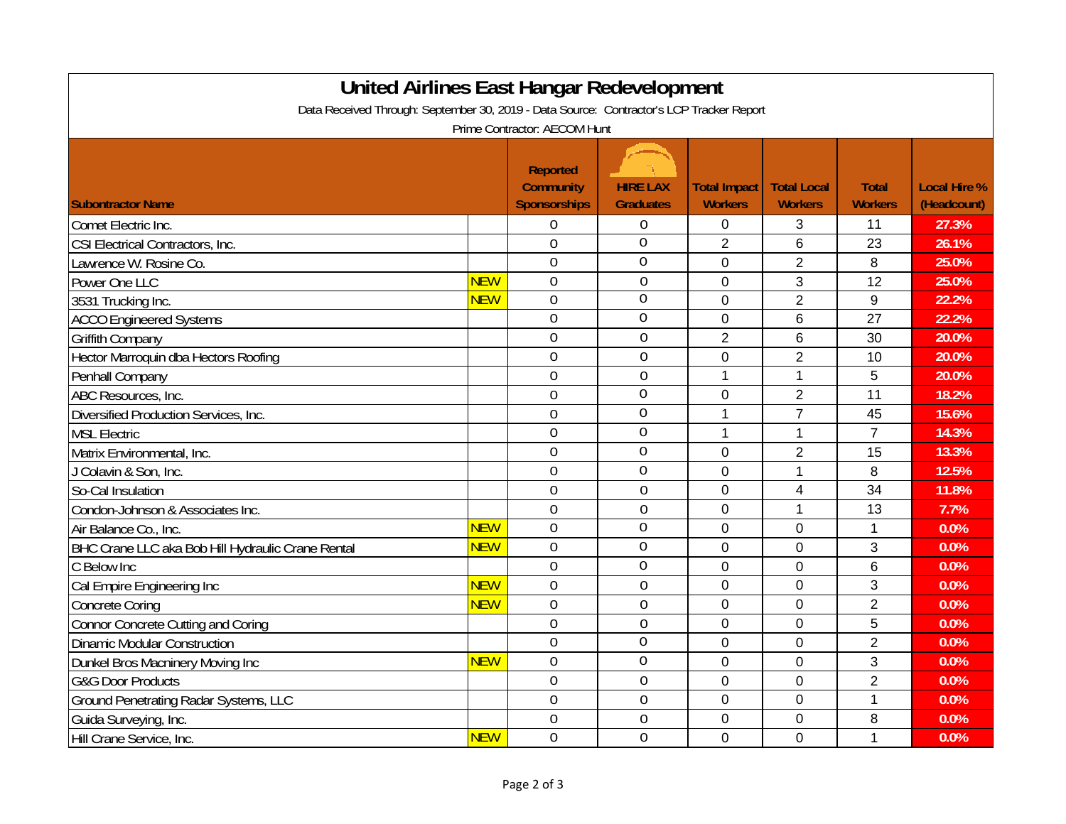# United Airlines East Hangar Redevelopment

Data Received Through: September 30, 2019 - Data Source: Contractor's LCP Tracker Report

Prime Contractor: AECOM Hunt

| Subontractor Name | | Reported Community Sponsorships | HIRE LAX Graduates | Total Impact Workers | Total Local Workers | Total Workers | Local Hire % (Headcount) |
|---|---|---|---|---|---|---|---|
| Comet Electric Inc. | | 0 | 0 | 0 | 3 | 11 | 27.3% |
| CSI Electrical Contractors, Inc. | | 0 | 0 | 2 | 6 | 23 | 26.1% |
| Lawrence W. Rosine Co. | | 0 | 0 | 0 | 2 | 8 | 25.0% |
| Power One LLC | NEW | 0 | 0 | 0 | 3 | 12 | 25.0% |
| 3531 Trucking Inc. | NEW | 0 | 0 | 0 | 2 | 9 | 22.2% |
| ACCO Engineered Systems | | 0 | 0 | 0 | 6 | 27 | 22.2% |
| Griffith Company | | 0 | 0 | 2 | 6 | 30 | 20.0% |
| Hector Marroquin dba Hectors Roofing | | 0 | 0 | 0 | 2 | 10 | 20.0% |
| Penhall Company | | 0 | 0 | 1 | 1 | 5 | 20.0% |
| ABC Resources, Inc. | | 0 | 0 | 0 | 2 | 11 | 18.2% |
| Diversified Production Services, Inc. | | 0 | 0 | 1 | 7 | 45 | 15.6% |
| MSL Electric | | 0 | 0 | 1 | 1 | 7 | 14.3% |
| Matrix Environmental, Inc. | | 0 | 0 | 0 | 2 | 15 | 13.3% |
| J Colavin & Son, Inc. | | 0 | 0 | 0 | 1 | 8 | 12.5% |
| So-Cal Insulation | | 0 | 0 | 0 | 4 | 34 | 11.8% |
| Condon-Johnson & Associates Inc. | | 0 | 0 | 0 | 1 | 13 | 7.7% |
| Air Balance Co., Inc. | NEW | 0 | 0 | 0 | 0 | 1 | 0.0% |
| BHC Crane LLC aka Bob Hill Hydraulic Crane Rental | NEW | 0 | 0 | 0 | 0 | 3 | 0.0% |
| C Below Inc | | 0 | 0 | 0 | 0 | 6 | 0.0% |
| Cal Empire Engineering Inc | NEW | 0 | 0 | 0 | 0 | 3 | 0.0% |
| Concrete Coring | NEW | 0 | 0 | 0 | 0 | 2 | 0.0% |
| Connor Concrete Cutting and Coring | | 0 | 0 | 0 | 0 | 5 | 0.0% |
| Dinamic Modular Construction | | 0 | 0 | 0 | 0 | 2 | 0.0% |
| Dunkel Bros Macninery Moving Inc | NEW | 0 | 0 | 0 | 0 | 3 | 0.0% |
| G&G Door Products | | 0 | 0 | 0 | 0 | 2 | 0.0% |
| Ground Penetrating Radar Systems, LLC | | 0 | 0 | 0 | 0 | 1 | 0.0% |
| Guida Surveying, Inc. | | 0 | 0 | 0 | 0 | 8 | 0.0% |
| Hill Crane Service, Inc. | NEW | 0 | 0 | 0 | 0 | 1 | 0.0% |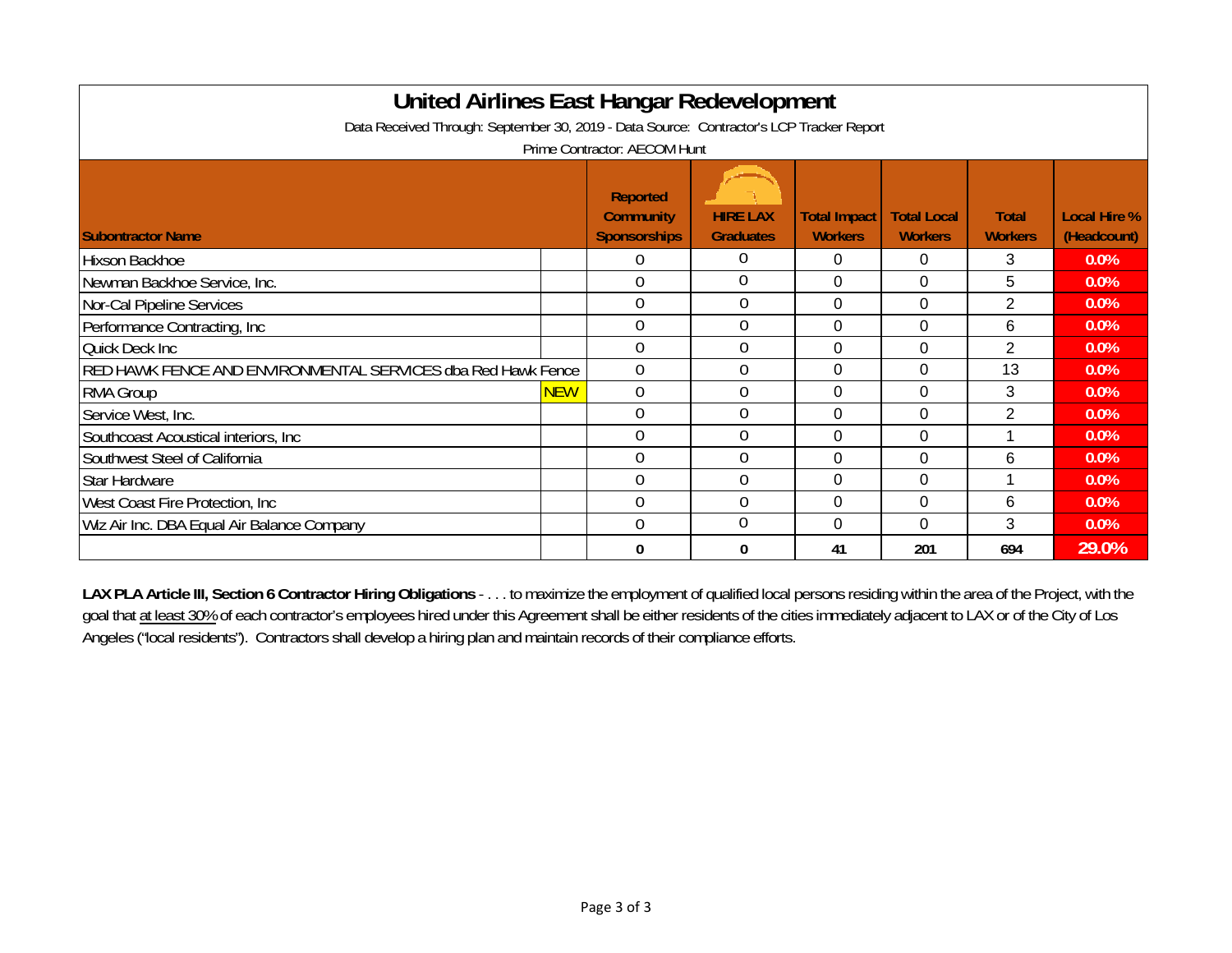# United Airlines East Hangar Redevelopment

Data Received Through: September 30, 2019 - Data Source: Contractor's LCP Tracker Report

Prime Contractor: AECOM Hunt

| Subcontractor Name | | Reported Community Sponsorships | HIRE LAX Graduates | Total Impact Workers | Total Local Workers | Total Workers | Local Hire % (Headcount) |
|---|---|---|---|---|---|---|---|
| Hixson Backhoe | | 0 | 0 | 0 | 0 | 3 | 0.0% |
| Newman Backhoe Service, Inc. | | 0 | 0 | 0 | 0 | 5 | 0.0% |
| Nor-Cal Pipeline Services | | 0 | 0 | 0 | 0 | 2 | 0.0% |
| Performance Contracting, Inc | | 0 | 0 | 0 | 0 | 6 | 0.0% |
| Quick Deck Inc | | 0 | 0 | 0 | 0 | 2 | 0.0% |
| RED HAWK FENCE AND ENVIRONMENTAL SERVICES dba Red Hawk Fence | | 0 | 0 | 0 | 0 | 13 | 0.0% |
| RMA Group | NEW | 0 | 0 | 0 | 0 | 3 | 0.0% |
| Service West, Inc. | | 0 | 0 | 0 | 0 | 2 | 0.0% |
| Southcoast Acoustical interiors, Inc | | 0 | 0 | 0 | 0 | 1 | 0.0% |
| Southwest Steel of California | | 0 | 0 | 0 | 0 | 6 | 0.0% |
| Star Hardware | | 0 | 0 | 0 | 0 | 1 | 0.0% |
| West Coast Fire Protection, Inc | | 0 | 0 | 0 | 0 | 6 | 0.0% |
| Wiz Air Inc. DBA Equal Air Balance Company | | 0 | 0 | 0 | 0 | 3 | 0.0% |
| | | **0** | **0** | **41** | **201** | **694** | **29.0%** |

**LAX PLA Article III, Section 6 Contractor Hiring Obligations** - . . . to maximize the employment of qualified local persons residing within the area of the Project, with the goal that at least 30% of each contractor's employees hired under this Agreement shall be either residents of the cities immediately adjacent to LAX or of the City of Los Angeles ("local residents"). Contractors shall develop a hiring plan and maintain records of their compliance efforts.